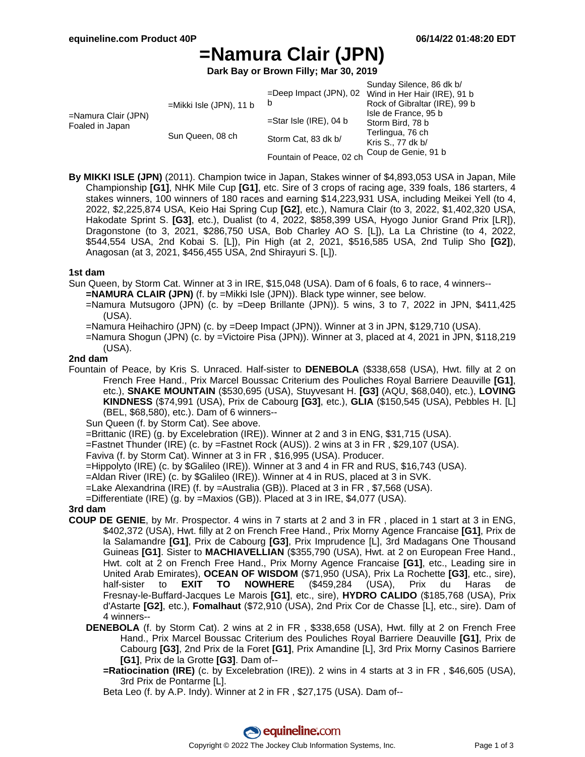# =Namura Clair (JPN)

**Dark Bay or Brown Filly; Mar 30, 2019**

| | | | |
|---|---|---|---|
| =Namura Clair (JPN) Foaled in Japan | =Mikki Isle (JPN), 11 b | =Deep Impact (JPN), 02 b | Sunday Silence, 86 dk b/ |
| | | | Wind in Her Hair (IRE), 91 b |
| | | =Star Isle (IRE), 04 b | Rock of Gibraltar (IRE), 99 b |
| | | | Isle de France, 95 b |
| | Sun Queen, 08 ch | Storm Cat, 83 dk b/ | Storm Bird, 78 b |
| | | | Terlingua, 76 ch |
| | | Fountain of Peace, 02 ch | Kris S., 77 dk b/ |
| | | | Coup de Genie, 91 b |

**By MIKKI ISLE (JPN)** (2011). Champion twice in Japan, Stakes winner of $4,893,053 USA in Japan, Mile Championship **[G1]**, NHK Mile Cup **[G1]**, etc. Sire of 3 crops of racing age, 339 foals, 186 starters, 4 stakes winners, 100 winners of 180 races and earning $14,223,931 USA, including Meikei Yell (to 4, 2022, $2,225,874 USA, Keio Hai Spring Cup **[G2]**, etc.), Namura Clair (to 3, 2022, $1,402,320 USA, Hakodate Sprint S. **[G3]**, etc.), Dualist (to 4, 2022, $858,399 USA, Hyogo Junior Grand Prix [LR]), Dragonstone (to 3, 2021, $286,750 USA, Bob Charley AO S. [L]), La La Christine (to 4, 2022, $544,554 USA, 2nd Kobai S. [L]), Pin High (at 2, 2021, $516,585 USA, 2nd Tulip Sho **[G2]**), Anagosan (at 3, 2021, $456,455 USA, 2nd Shirayuri S. [L]).

### 1st dam

Sun Queen, by Storm Cat. Winner at 3 in IRE, $15,048 (USA). Dam of 6 foals, 6 to race, 4 winners--

- **=NAMURA CLAIR (JPN)** (f. by =Mikki Isle (JPN)). Black type winner, see below.
- =Namura Mutsugoro (JPN) (c. by =Deep Brillante (JPN)). 5 wins, 3 to 7, 2022 in JPN, $411,425 (USA).
- =Namura Heihachiro (JPN) (c. by =Deep Impact (JPN)). Winner at 3 in JPN, $129,710 (USA).
- =Namura Shogun (JPN) (c. by =Victoire Pisa (JPN)). Winner at 3, placed at 4, 2021 in JPN, $118,219 (USA).

### 2nd dam

Fountain of Peace, by Kris S. Unraced. Half-sister to **DENEBOLA** ($338,658 (USA), Hwt. filly at 2 on French Free Hand., Prix Marcel Boussac Criterium des Pouliches Royal Barriere Deauville **[G1]**, etc.), **SNAKE MOUNTAIN** ($530,695 (USA), Stuyvesant H. **[G3]** (AQU, $68,040), etc.), **LOVING KINDNESS** ($74,991 (USA), Prix de Cabourg **[G3]**, etc.), **GLIA** ($150,545 (USA), Pebbles H. [L] (BEL, $68,580), etc.). Dam of 6 winners--

- Sun Queen (f. by Storm Cat). See above.
- =Brittanic (IRE) (g. by Excelebration (IRE)). Winner at 2 and 3 in ENG, $31,715 (USA).
- =Fastnet Thunder (IRE) (c. by =Fastnet Rock (AUS)). 2 wins at 3 in FR , $29,107 (USA).
- Faviva (f. by Storm Cat). Winner at 3 in FR , $16,995 (USA). Producer.
- =Hippolyto (IRE) (c. by $Galileo (IRE)). Winner at 3 and 4 in FR and RUS, $16,743 (USA).
- =Aldan River (IRE) (c. by $Galileo (IRE)). Winner at 4 in RUS, placed at 3 in SVK.
- =Lake Alexandrina (IRE) (f. by =Australia (GB)). Placed at 3 in FR , $7,568 (USA).
- =Differentiate (IRE) (g. by =Maxios (GB)). Placed at 3 in IRE, $4,077 (USA).

### 3rd dam

**COUP DE GENIE**, by Mr. Prospector. 4 wins in 7 starts at 2 and 3 in FR , placed in 1 start at 3 in ENG, $402,372 (USA), Hwt. filly at 2 on French Free Hand., Prix Morny Agence Francaise **[G1]**, Prix de la Salamandre **[G1]**, Prix de Cabourg **[G3]**, Prix Imprudence [L], 3rd Madagans One Thousand Guineas **[G1]**. Sister to **MACHIAVELLIAN** ($355,790 (USA), Hwt. at 2 on European Free Hand., Hwt. colt at 2 on French Free Hand., Prix Morny Agence Francaise **[G1]**, etc., Leading sire in United Arab Emirates), **OCEAN OF WISDOM** ($71,950 (USA), Prix La Rochette **[G3]**, etc., sire), half-sister to **EXIT TO NOWHERE** ($459,284 (USA), Prix du Haras de Fresnay-le-Buffard-Jacques Le Marois **[G1]**, etc., sire), **HYDRO CALIDO** ($185,768 (USA), Prix d'Astarte **[G2]**, etc.), **Fomalhaut** ($72,910 (USA), 2nd Prix Cor de Chasse [L], etc., sire). Dam of 4 winners--

- **DENEBOLA** (f. by Storm Cat). 2 wins at 2 in FR , $338,658 (USA), Hwt. filly at 2 on French Free Hand., Prix Marcel Boussac Criterium des Pouliches Royal Barriere Deauville **[G1]**, Prix de Cabourg **[G3]**, 2nd Prix de la Foret **[G1]**, Prix Amandine [L], 3rd Prix Morny Casinos Barriere **[G1]**, Prix de la Grotte **[G3]**. Dam of--
  - **=Ratiocination (IRE)** (c. by Excelebration (IRE)). 2 wins in 4 starts at 3 in FR , $46,605 (USA), 3rd Prix de Pontarme [L].
  - Beta Leo (f. by A.P. Indy). Winner at 2 in FR , $27,175 (USA). Dam of--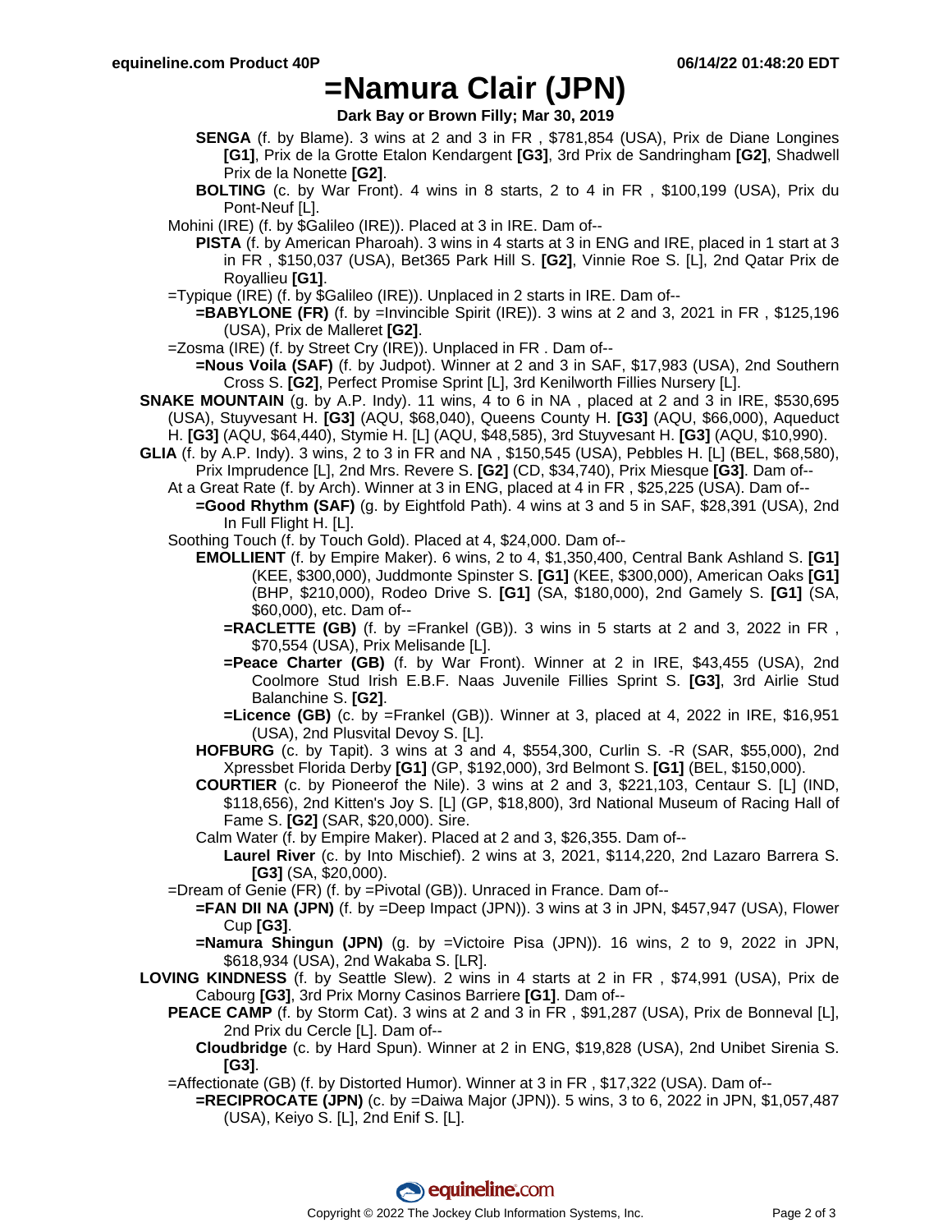# =Namura Clair (JPN)

**Dark Bay or Brown Filly; Mar 30, 2019**

**SENGA** (f. by Blame). 3 wins at 2 and 3 in FR , $781,854 (USA), Prix de Diane Longines **[G1]**, Prix de la Grotte Etalon Kendargent **[G3]**, 3rd Prix de Sandringham **[G2]**, Shadwell Prix de la Nonette **[G2]**.

**BOLTING** (c. by War Front). 4 wins in 8 starts, 2 to 4 in FR , $100,199 (USA), Prix du Pont-Neuf [L].

Mohini (IRE) (f. by $Galileo (IRE)). Placed at 3 in IRE. Dam of--

**PISTA** (f. by American Pharoah). 3 wins in 4 starts at 3 in ENG and IRE, placed in 1 start at 3 in FR , $150,037 (USA), Bet365 Park Hill S. **[G2]**, Vinnie Roe S. [L], 2nd Qatar Prix de Royallieu **[G1]**.

=Typique (IRE) (f. by $Galileo (IRE)). Unplaced in 2 starts in IRE. Dam of--

**=BABYLONE (FR)** (f. by =Invincible Spirit (IRE)). 3 wins at 2 and 3, 2021 in FR , $125,196 (USA), Prix de Malleret **[G2]**.

=Zosma (IRE) (f. by Street Cry (IRE)). Unplaced in FR . Dam of--

**=Nous Voila (SAF)** (f. by Judpot). Winner at 2 and 3 in SAF, $17,983 (USA), 2nd Southern Cross S. **[G2]**, Perfect Promise Sprint [L], 3rd Kenilworth Fillies Nursery [L].

**SNAKE MOUNTAIN** (g. by A.P. Indy). 11 wins, 4 to 6 in NA , placed at 2 and 3 in IRE, $530,695 (USA), Stuyvesant H. **[G3]** (AQU, $68,040), Queens County H. **[G3]** (AQU, $66,000), Aqueduct H. **[G3]** (AQU, $64,440), Stymie H. [L] (AQU, $48,585), 3rd Stuyvesant H. **[G3]** (AQU, $10,990).

**GLIA** (f. by A.P. Indy). 3 wins, 2 to 3 in FR and NA , $150,545 (USA), Pebbles H. [L] (BEL, $68,580), Prix Imprudence [L], 2nd Mrs. Revere S. **[G2]** (CD, $34,740), Prix Miesque **[G3]**. Dam of--

At a Great Rate (f. by Arch). Winner at 3 in ENG, placed at 4 in FR , $25,225 (USA). Dam of--

**=Good Rhythm (SAF)** (g. by Eightfold Path). 4 wins at 3 and 5 in SAF, $28,391 (USA), 2nd In Full Flight H. [L].

Soothing Touch (f. by Touch Gold). Placed at 4, $24,000. Dam of--

**EMOLLIENT** (f. by Empire Maker). 6 wins, 2 to 4, $1,350,400, Central Bank Ashland S. **[G1]** (KEE, $300,000), Juddmonte Spinster S. **[G1]** (KEE, $300,000), American Oaks **[G1]** (BHP, $210,000), Rodeo Drive S. **[G1]** (SA, $180,000), 2nd Gamely S. **[G1]** (SA, $60,000), etc. Dam of--

**=RACLETTE (GB)** (f. by =Frankel (GB)). 3 wins in 5 starts at 2 and 3, 2022 in FR , $70,554 (USA), Prix Melisande [L].

**=Peace Charter (GB)** (f. by War Front). Winner at 2 in IRE, $43,455 (USA), 2nd Coolmore Stud Irish E.B.F. Naas Juvenile Fillies Sprint S. **[G3]**, 3rd Airlie Stud Balanchine S. **[G2]**.

**=Licence (GB)** (c. by =Frankel (GB)). Winner at 3, placed at 4, 2022 in IRE, $16,951 (USA), 2nd Plusvital Devoy S. [L].

**HOFBURG** (c. by Tapit). 3 wins at 3 and 4, $554,300, Curlin S. -R (SAR, $55,000), 2nd Xpressbet Florida Derby **[G1]** (GP, $192,000), 3rd Belmont S. **[G1]** (BEL, $150,000).

**COURTIER** (c. by Pioneerof the Nile). 3 wins at 2 and 3, $221,103, Centaur S. [L] (IND, $118,656), 2nd Kitten's Joy S. [L] (GP, $18,800), 3rd National Museum of Racing Hall of Fame S. **[G2]** (SAR, $20,000). Sire.

Calm Water (f. by Empire Maker). Placed at 2 and 3, $26,355. Dam of--

**Laurel River** (c. by Into Mischief). 2 wins at 3, 2021, $114,220, 2nd Lazaro Barrera S. **[G3]** (SA, $20,000).

=Dream of Genie (FR) (f. by =Pivotal (GB)). Unraced in France. Dam of--

**=FAN DII NA (JPN)** (f. by =Deep Impact (JPN)). 3 wins at 3 in JPN, $457,947 (USA), Flower Cup **[G3]**.

**=Namura Shingun (JPN)** (g. by =Victoire Pisa (JPN)). 16 wins, 2 to 9, 2022 in JPN, $618,934 (USA), 2nd Wakaba S. [LR].

**LOVING KINDNESS** (f. by Seattle Slew). 2 wins in 4 starts at 2 in FR , $74,991 (USA), Prix de Cabourg **[G3]**, 3rd Prix Morny Casinos Barriere **[G1]**. Dam of--

**PEACE CAMP** (f. by Storm Cat). 3 wins at 2 and 3 in FR , $91,287 (USA), Prix de Bonneval [L], 2nd Prix du Cercle [L]. Dam of--

**Cloudbridge** (c. by Hard Spun). Winner at 2 in ENG, $19,828 (USA), 2nd Unibet Sirenia S. **[G3]**.

=Affectionate (GB) (f. by Distorted Humor). Winner at 3 in FR , $17,322 (USA). Dam of--

**=RECIPROCATE (JPN)** (c. by =Daiwa Major (JPN)). 5 wins, 3 to 6, 2022 in JPN, $1,057,487 (USA), Keiyo S. [L], 2nd Enif S. [L].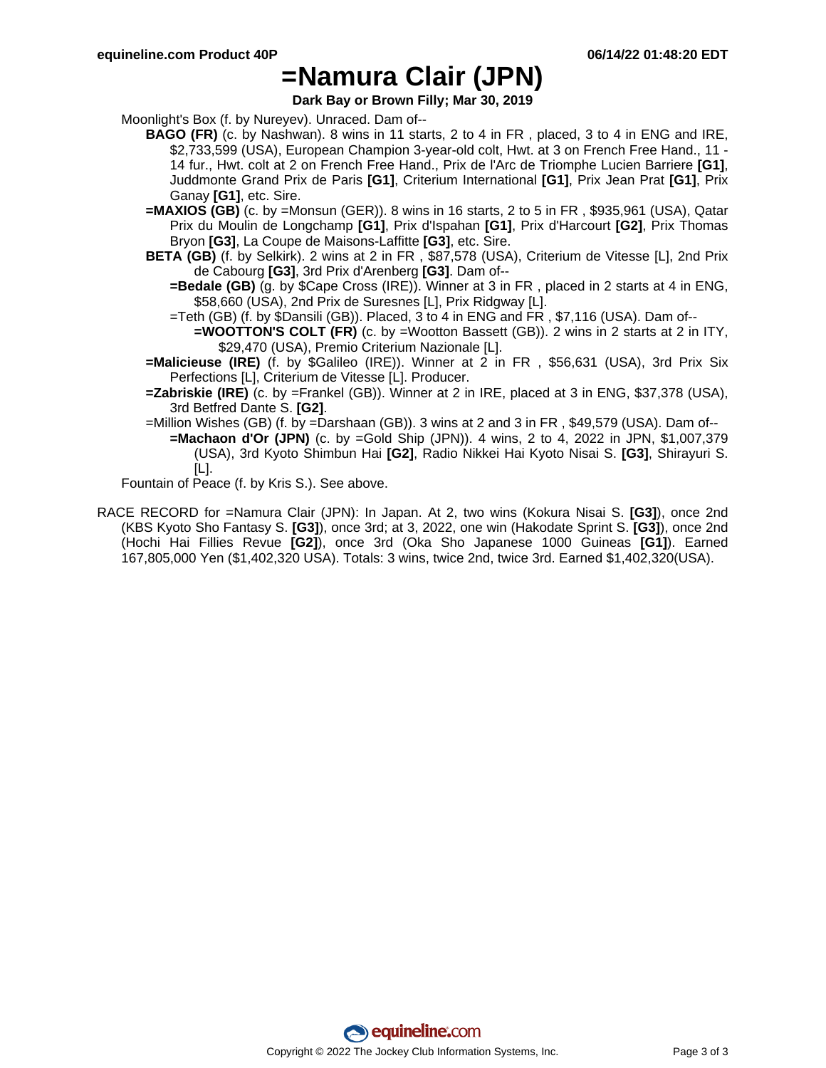# =Namura Clair (JPN)

**Dark Bay or Brown Filly; Mar 30, 2019**

Moonlight's Box (f. by Nureyev). Unraced. Dam of--

- **BAGO (FR)** (c. by Nashwan). 8 wins in 11 starts, 2 to 4 in FR , placed, 3 to 4 in ENG and IRE, $2,733,599 (USA), European Champion 3-year-old colt, Hwt. at 3 on French Free Hand., 11 - 14 fur., Hwt. colt at 2 on French Free Hand., Prix de l'Arc de Triomphe Lucien Barriere **[G1]**, Juddmonte Grand Prix de Paris **[G1]**, Criterium International **[G1]**, Prix Jean Prat **[G1]**, Prix Ganay **[G1]**, etc. Sire.
- **=MAXIOS (GB)** (c. by =Monsun (GER)). 8 wins in 16 starts, 2 to 5 in FR , $935,961 (USA), Qatar Prix du Moulin de Longchamp **[G1]**, Prix d'Ispahan **[G1]**, Prix d'Harcourt **[G2]**, Prix Thomas Bryon **[G3]**, La Coupe de Maisons-Laffitte **[G3]**, etc. Sire.
- **BETA (GB)** (f. by Selkirk). 2 wins at 2 in FR , $87,578 (USA), Criterium de Vitesse [L], 2nd Prix de Cabourg **[G3]**, 3rd Prix d'Arenberg **[G3]**. Dam of--
  - **=Bedale (GB)** (g. by $Cape Cross (IRE)). Winner at 3 in FR , placed in 2 starts at 4 in ENG, $58,660 (USA), 2nd Prix de Suresnes [L], Prix Ridgway [L].
  - =Teth (GB) (f. by $Dansili (GB)). Placed, 3 to 4 in ENG and FR , $7,116 (USA). Dam of--
    - **=WOOTTON'S COLT (FR)** (c. by =Wootton Bassett (GB)). 2 wins in 2 starts at 2 in ITY, $29,470 (USA), Premio Criterium Nazionale [L].
- **=Malicieuse (IRE)** (f. by $Galileo (IRE)). Winner at 2 in FR , $56,631 (USA), 3rd Prix Six Perfections [L], Criterium de Vitesse [L]. Producer.
- **=Zabriskie (IRE)** (c. by =Frankel (GB)). Winner at 2 in IRE, placed at 3 in ENG, $37,378 (USA), 3rd Betfred Dante S. **[G2]**.
- =Million Wishes (GB) (f. by =Darshaan (GB)). 3 wins at 2 and 3 in FR , $49,579 (USA). Dam of--
  - **=Machaon d'Or (JPN)** (c. by =Gold Ship (JPN)). 4 wins, 2 to 4, 2022 in JPN, $1,007,379 (USA), 3rd Kyoto Shimbun Hai **[G2]**, Radio Nikkei Hai Kyoto Nisai S. **[G3]**, Shirayuri S. [L].

Fountain of Peace (f. by Kris S.). See above.

RACE RECORD for =Namura Clair (JPN): In Japan. At 2, two wins (Kokura Nisai S. **[G3]**), once 2nd (KBS Kyoto Sho Fantasy S. **[G3]**), once 3rd; at 3, 2022, one win (Hakodate Sprint S. **[G3]**), once 2nd (Hochi Hai Fillies Revue **[G2]**), once 3rd (Oka Sho Japanese 1000 Guineas **[G1]**). Earned 167,805,000 Yen ($1,402,320 USA). Totals: 3 wins, twice 2nd, twice 3rd. Earned $1,402,320(USA).